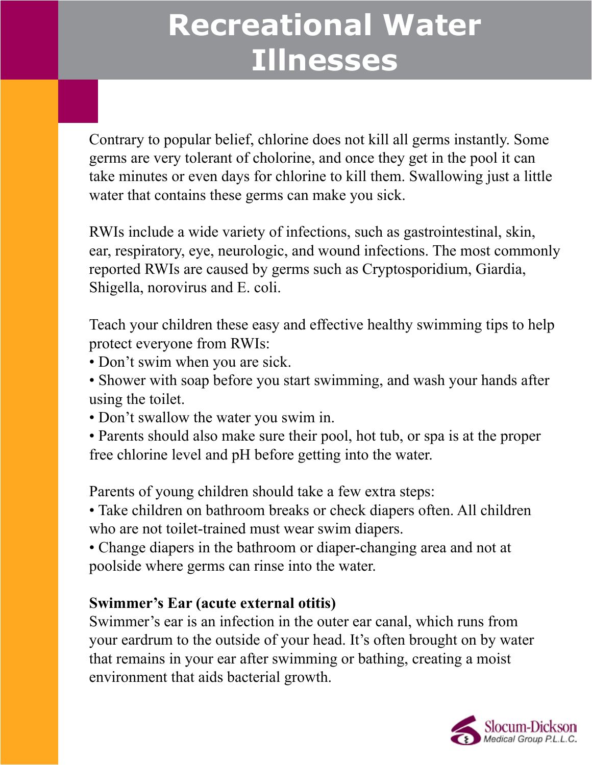# Recreational Water Illnesses

Contrary to popular belief, chlorine does not kill all germs instantly. Some germs are very tolerant of cholorine, and once they get in the pool it can take minutes or even days for chlorine to kill them. Swallowing just a little water that contains these germs can make you sick.

RWIs include a wide variety of infections, such as gastrointestinal, skin, ear, respiratory, eye, neurologic, and wound infections. The most commonly reported RWIs are caused by germs such as Cryptosporidium, Giardia, Shigella, norovirus and E. coli.

Teach your children these easy and effective healthy swimming tips to help protect everyone from RWIs:

- Don't swim when you are sick.
- Shower with soap before you start swimming, and wash your hands after using the toilet.
- Don't swallow the water you swim in.
- Parents should also make sure their pool, hot tub, or spa is at the proper free chlorine level and pH before getting into the water.

Parents of young children should take a few extra steps:

- Take children on bathroom breaks or check diapers often. All children who are not toilet-trained must wear swim diapers.
- Change diapers in the bathroom or diaper-changing area and not at poolside where germs can rinse into the water.

**Swimmer's Ear (acute external otitis)**

Swimmer's ear is an infection in the outer ear canal, which runs from your eardrum to the outside of your head. It's often brought on by water that remains in your ear after swimming or bathing, creating a moist environment that aids bacterial growth.

Slocum-Dickson Medical Group P.L.L.C.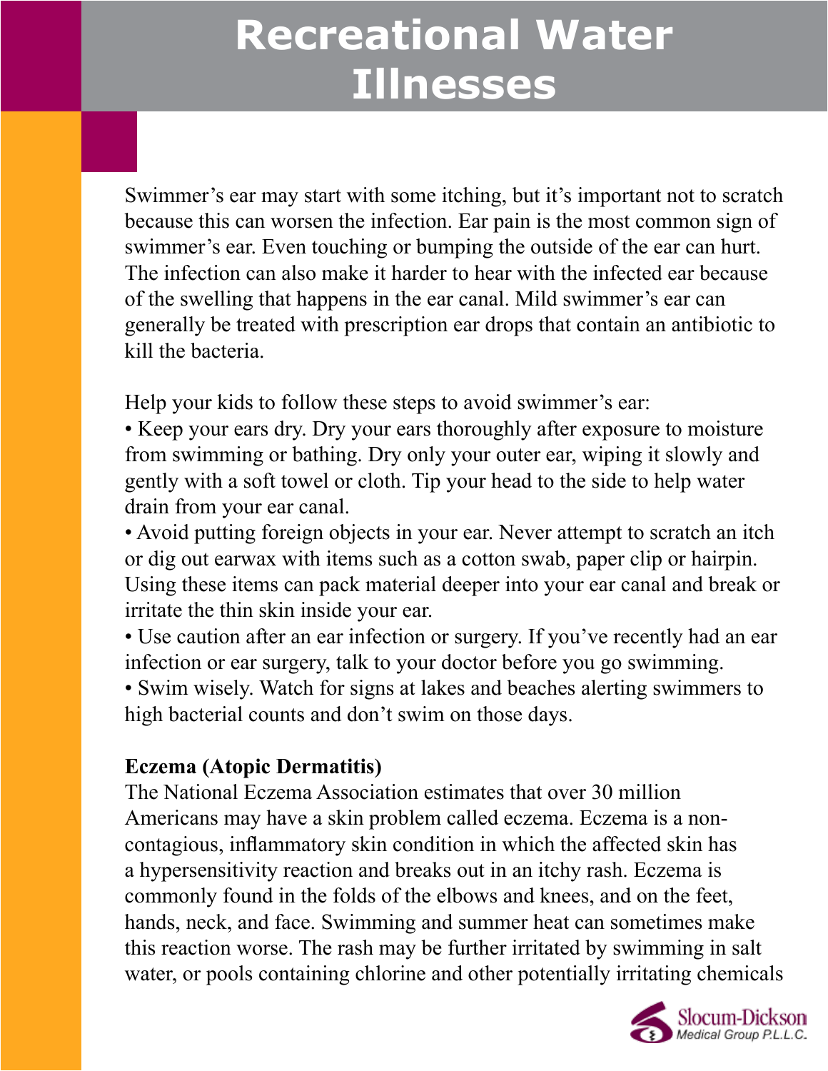# Recreational Water Illnesses

Swimmer's ear may start with some itching, but it's important not to scratch because this can worsen the infection. Ear pain is the most common sign of swimmer's ear. Even touching or bumping the outside of the ear can hurt. The infection can also make it harder to hear with the infected ear because of the swelling that happens in the ear canal. Mild swimmer's ear can generally be treated with prescription ear drops that contain an antibiotic to kill the bacteria.

Help your kids to follow these steps to avoid swimmer's ear:

- Keep your ears dry. Dry your ears thoroughly after exposure to moisture from swimming or bathing. Dry only your outer ear, wiping it slowly and gently with a soft towel or cloth. Tip your head to the side to help water drain from your ear canal.
- Avoid putting foreign objects in your ear. Never attempt to scratch an itch or dig out earwax with items such as a cotton swab, paper clip or hairpin. Using these items can pack material deeper into your ear canal and break or irritate the thin skin inside your ear.
- Use caution after an ear infection or surgery. If you've recently had an ear infection or ear surgery, talk to your doctor before you go swimming.
- Swim wisely. Watch for signs at lakes and beaches alerting swimmers to high bacterial counts and don't swim on those days.

**Eczema (Atopic Dermatitis)**

The National Eczema Association estimates that over 30 million Americans may have a skin problem called eczema. Eczema is a non-contagious, inflammatory skin condition in which the affected skin has a hypersensitivity reaction and breaks out in an itchy rash. Eczema is commonly found in the folds of the elbows and knees, and on the feet, hands, neck, and face. Swimming and summer heat can sometimes make this reaction worse. The rash may be further irritated by swimming in salt water, or pools containing chlorine and other potentially irritating chemicals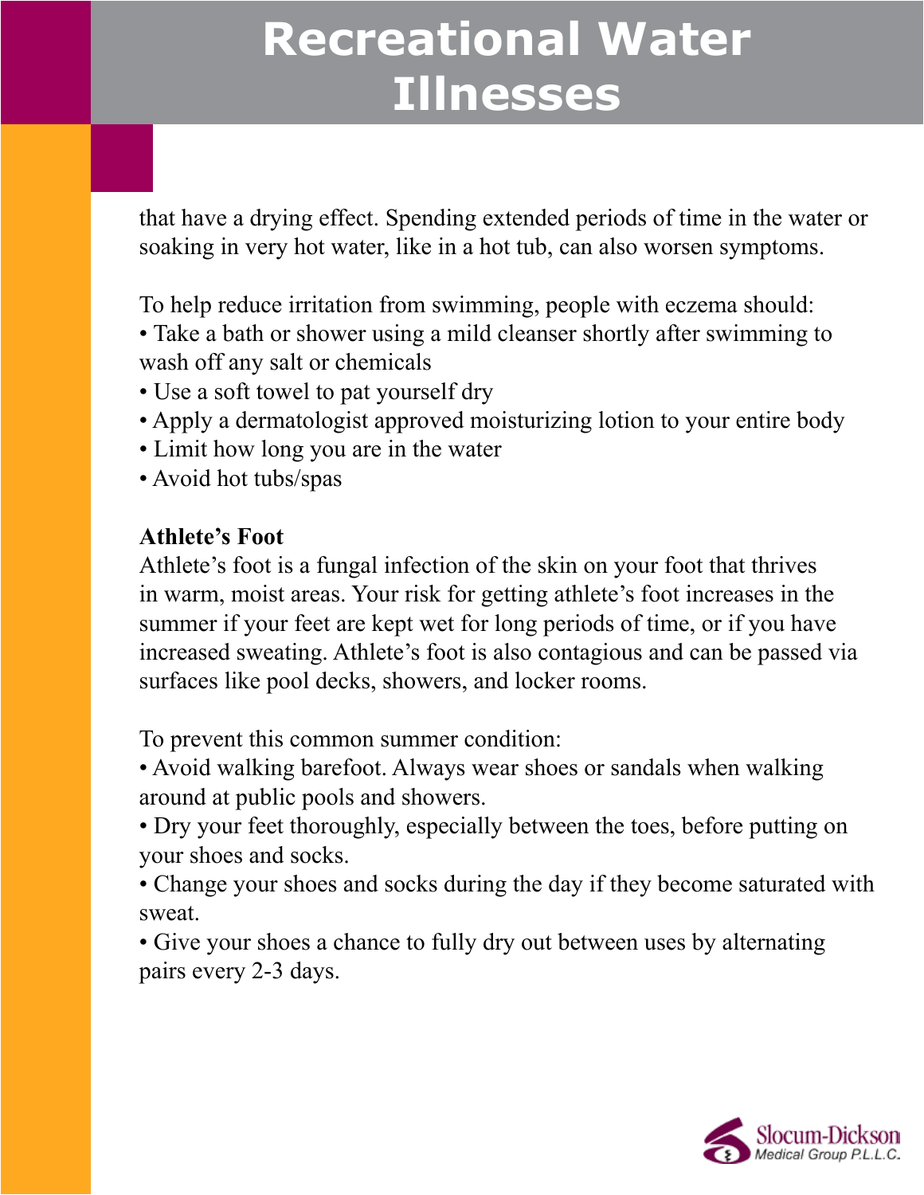that have a drying effect. Spending extended periods of time in the water or soaking in very hot water, like in a hot tub, can also worsen symptoms.

To help reduce irritation from swimming, people with eczema should:

- Take a bath or shower using a mild cleanser shortly after swimming to wash off any salt or chemicals
- Use a soft towel to pat yourself dry
- Apply a dermatologist approved moisturizing lotion to your entire body
- Limit how long you are in the water
- Avoid hot tubs/spas

**Athlete's Foot**

Athlete's foot is a fungal infection of the skin on your foot that thrives in warm, moist areas. Your risk for getting athlete's foot increases in the summer if your feet are kept wet for long periods of time, or if you have increased sweating. Athlete's foot is also contagious and can be passed via surfaces like pool decks, showers, and locker rooms.

To prevent this common summer condition:

- Avoid walking barefoot. Always wear shoes or sandals when walking around at public pools and showers.
- Dry your feet thoroughly, especially between the toes, before putting on your shoes and socks.
- Change your shoes and socks during the day if they become saturated with sweat.
- Give your shoes a chance to fully dry out between uses by alternating pairs every 2-3 days.